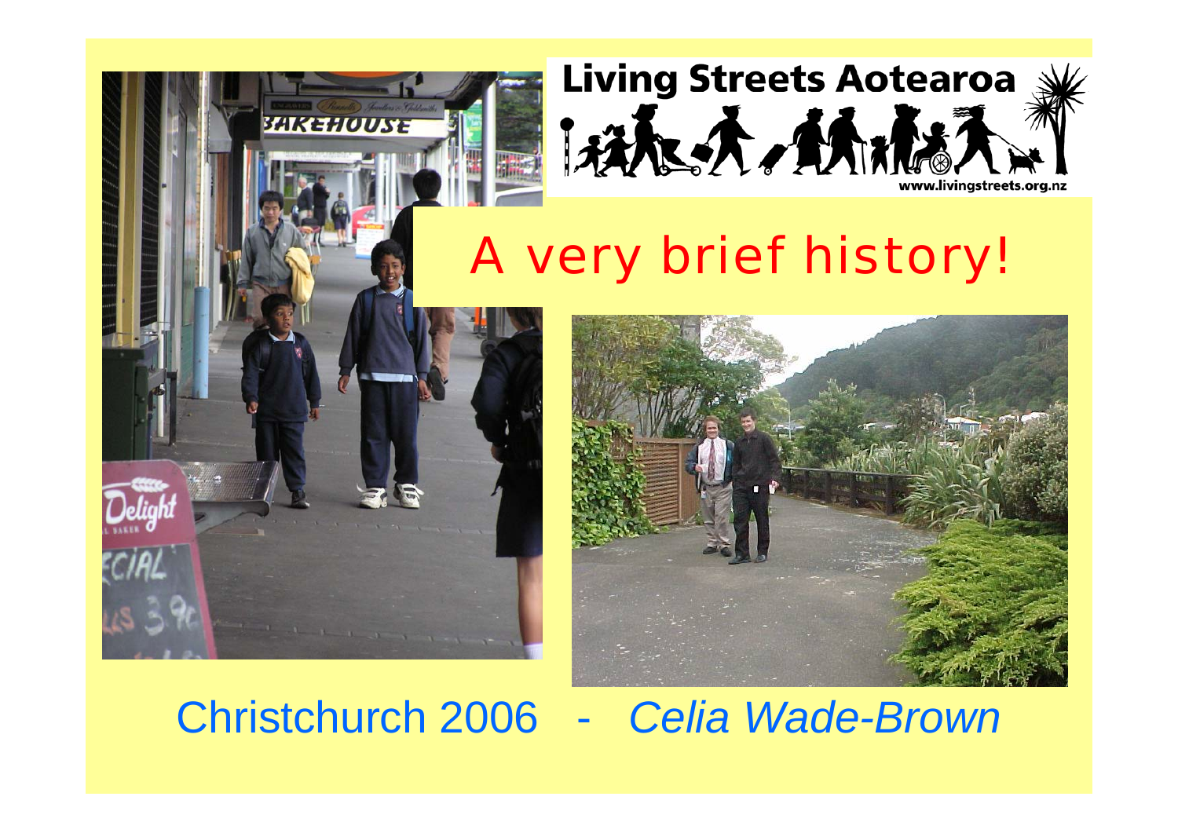Living Streets Aotearoa

www.livingstreets.org.nz

# A very brief history!

Christchurch 2006 - *Celia Wade-Brown*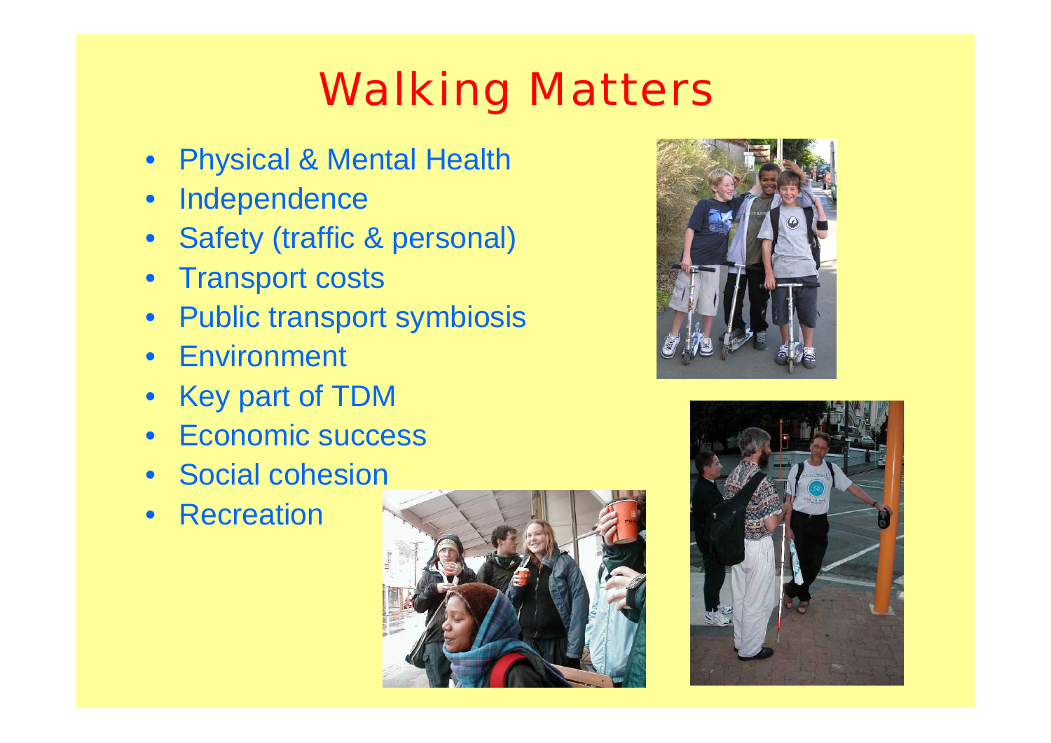# Walking Matters

- Physical & Mental Health
- Independence
- Safety (traffic & personal)
- Transport costs
- Public transport symbiosis
- Environment
- Key part of TDM
- Economic success
- Social cohesion
- Recreation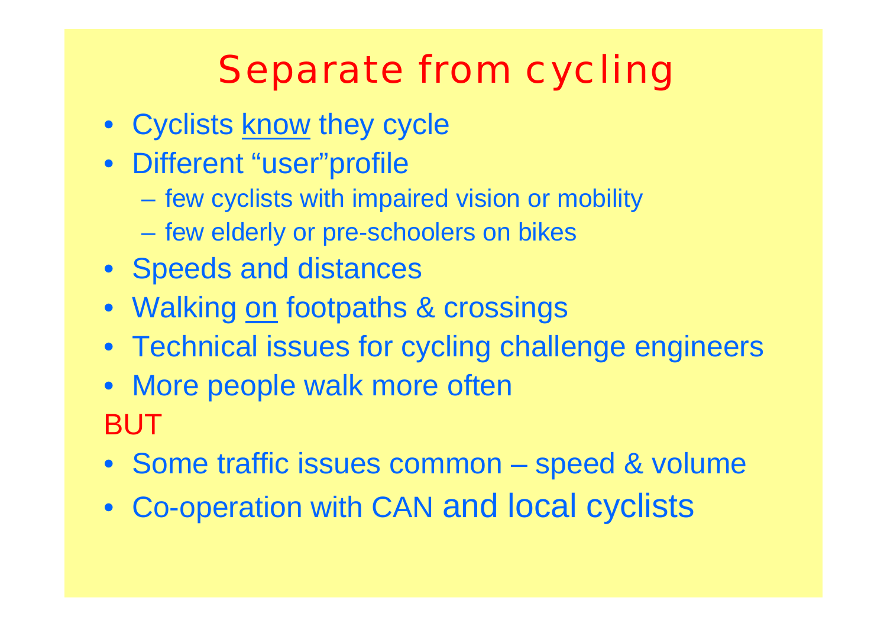# Separate from cycling

- Cyclists <u>know</u> they cycle
- Different "user"profile
  - few cyclists with impaired vision or mobility
  - few elderly or pre-schoolers on bikes
- Speeds and distances
- Walking <u>on</u> footpaths & crossings
- Technical issues for cycling challenge engineers
- More people walk more often

BUT

- Some traffic issues common – speed & volume
- Co-operation with CAN and local cyclists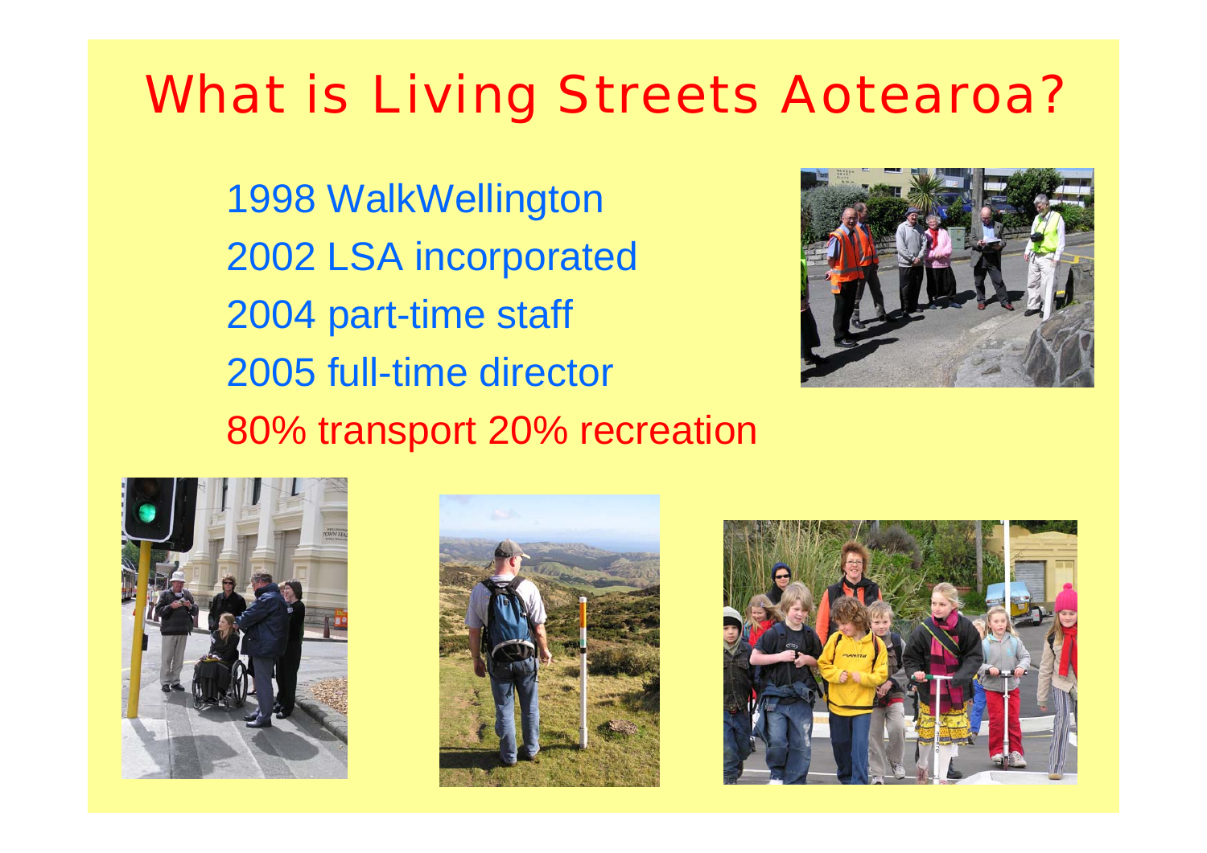# What is Living Streets Aotearoa?

1998 WalkWellington
2002 LSA incorporated
2004 part-time staff
2005 full-time director
80% transport 20% recreation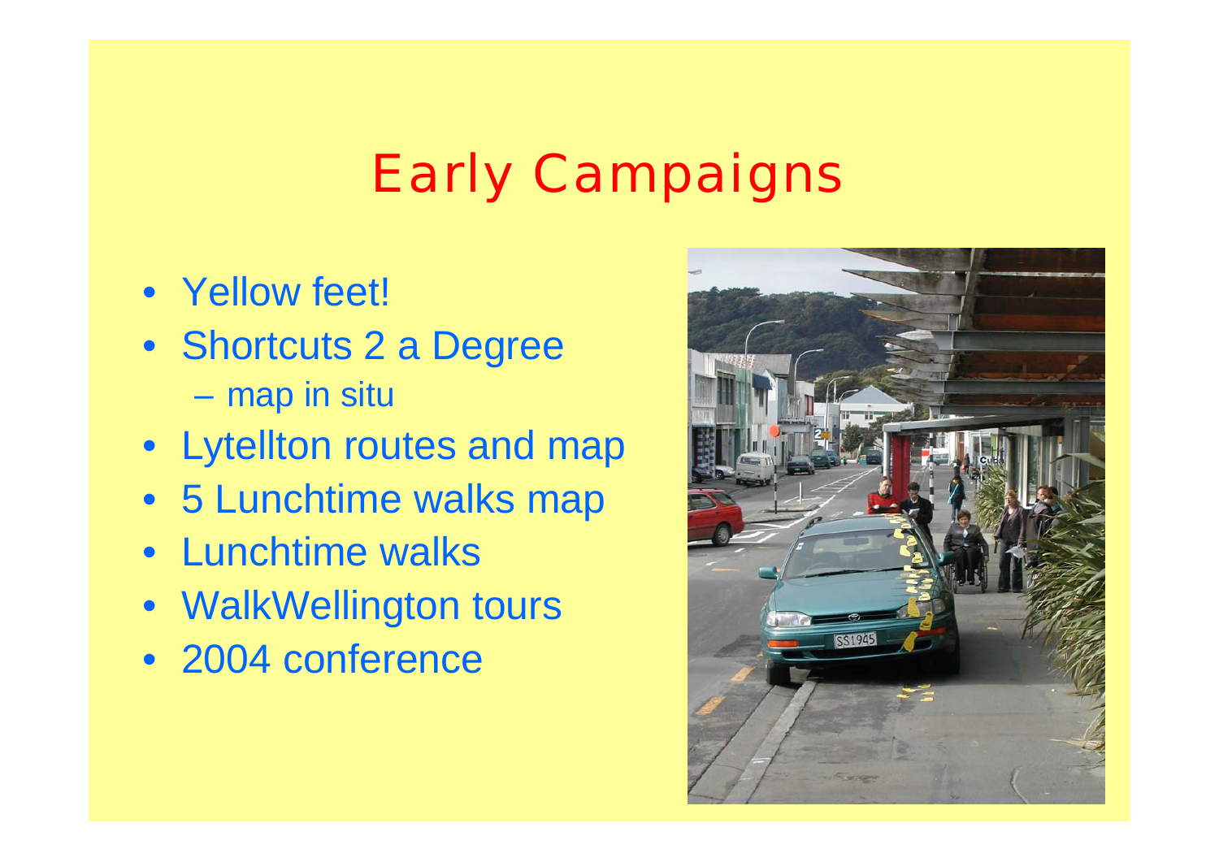# Early Campaigns

- Yellow feet!
- Shortcuts 2 a Degree
  - map in situ
- Lytellton routes and map
- 5 Lunchtime walks map
- Lunchtime walks
- WalkWellington tours
- 2004 conference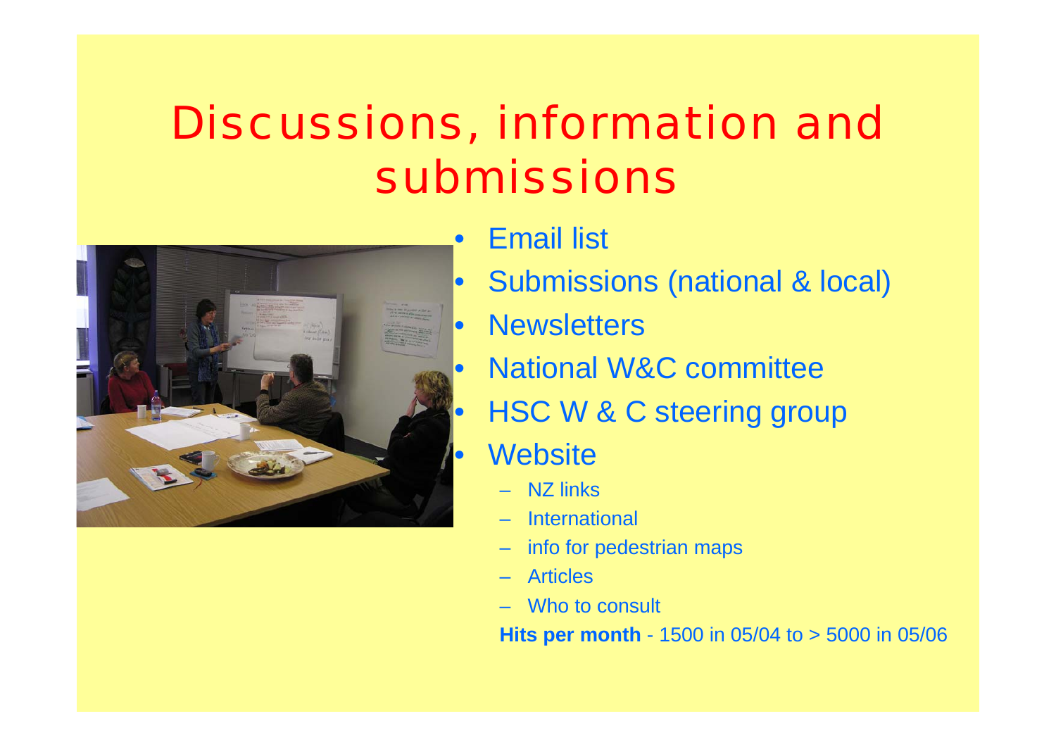# Discussions, information and submissions

- Email list
- Submissions (national & local)
- Newsletters
- National W&C committee
- HSC W & C steering group
- Website
  - NZ links
  - International
  - info for pedestrian maps
  - Articles
  - Who to consult

**Hits per month** - 1500 in 05/04 to > 5000 in 05/06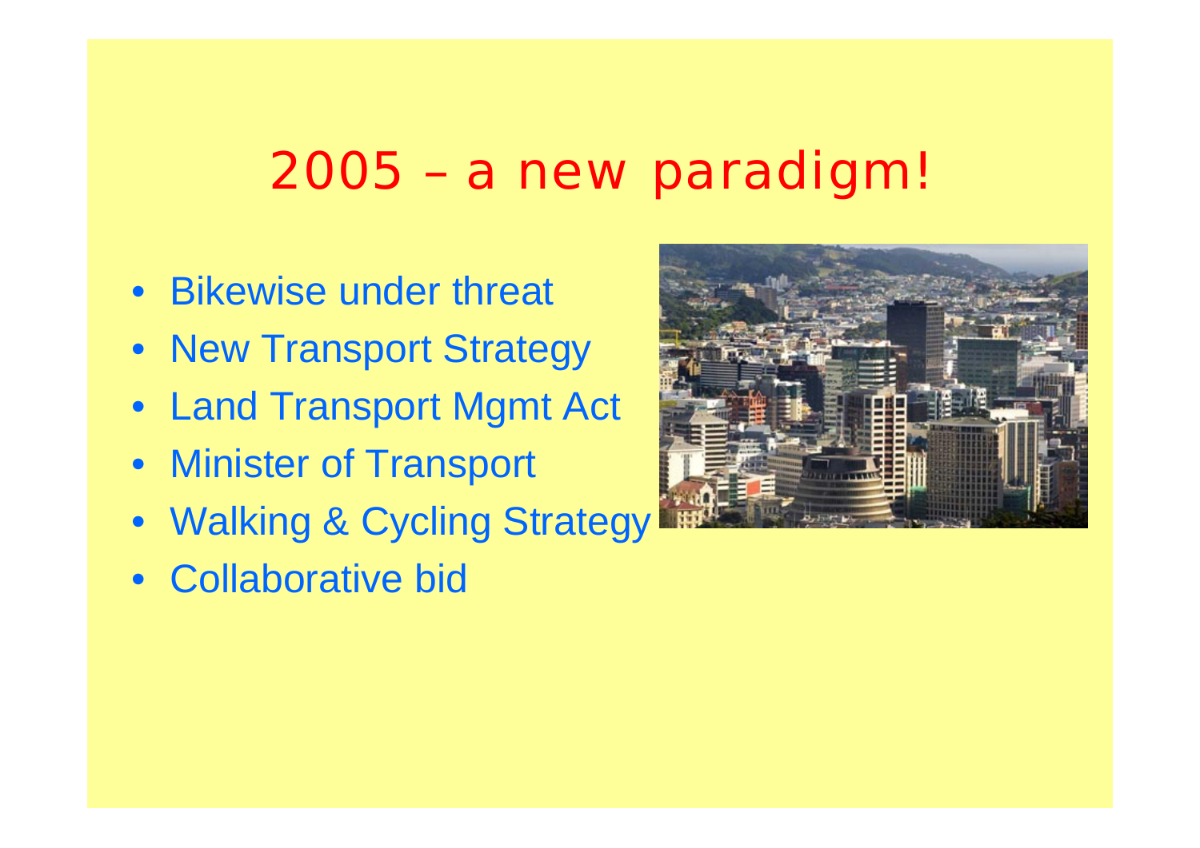# 2005 – a new paradigm!

- Bikewise under threat
- New Transport Strategy
- Land Transport Mgmt Act
- Minister of Transport
- Walking & Cycling Strategy
- Collaborative bid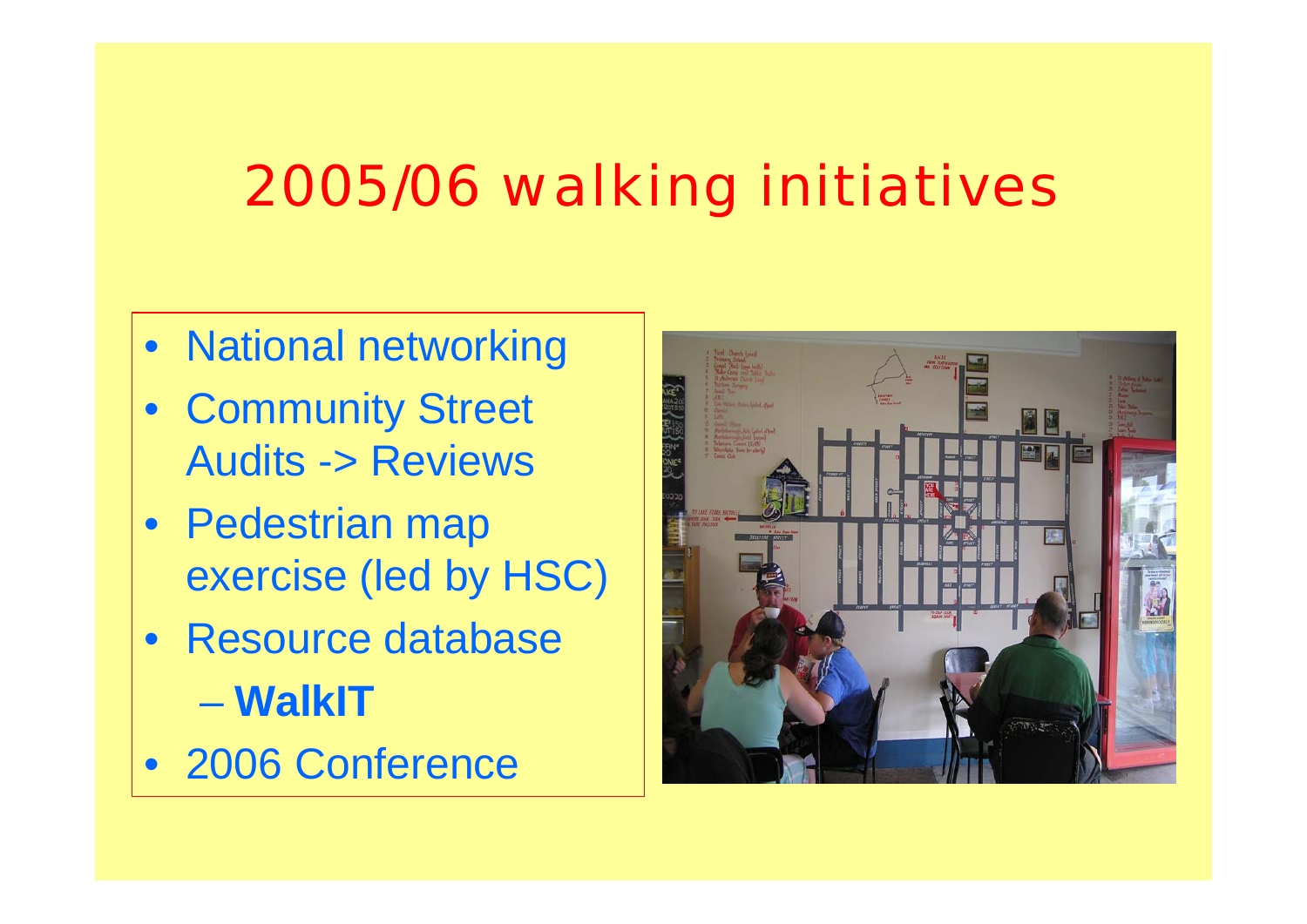# 2005/06 walking initiatives

- National networking
- Community Street Audits -> Reviews
- Pedestrian map exercise (led by HSC)
- Resource database
  - **WalkIT**
- 2006 Conference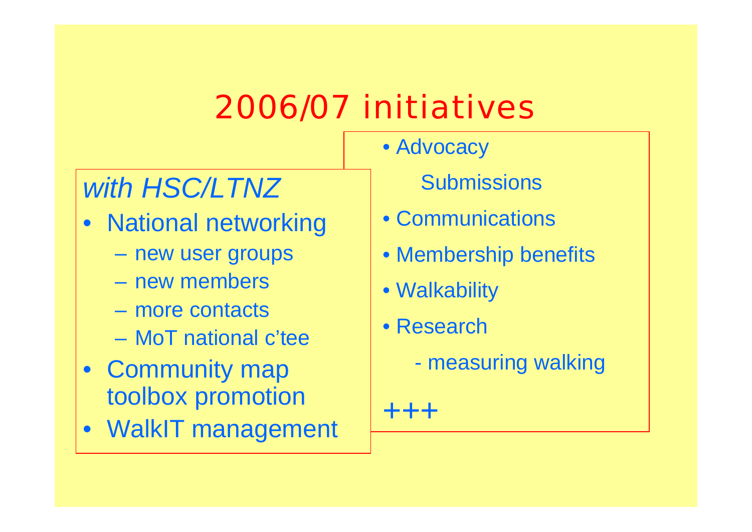# 2006/07 initiatives

*with HSC/LTNZ*

- National networking
  - new user groups
  - new members
  - more contacts
  - MoT national c'tee
- Community map toolbox promotion
- WalkIT management

- Advocacy

  Submissions

- Communications
- Membership benefits
- Walkability
- Research

  - measuring walking

+++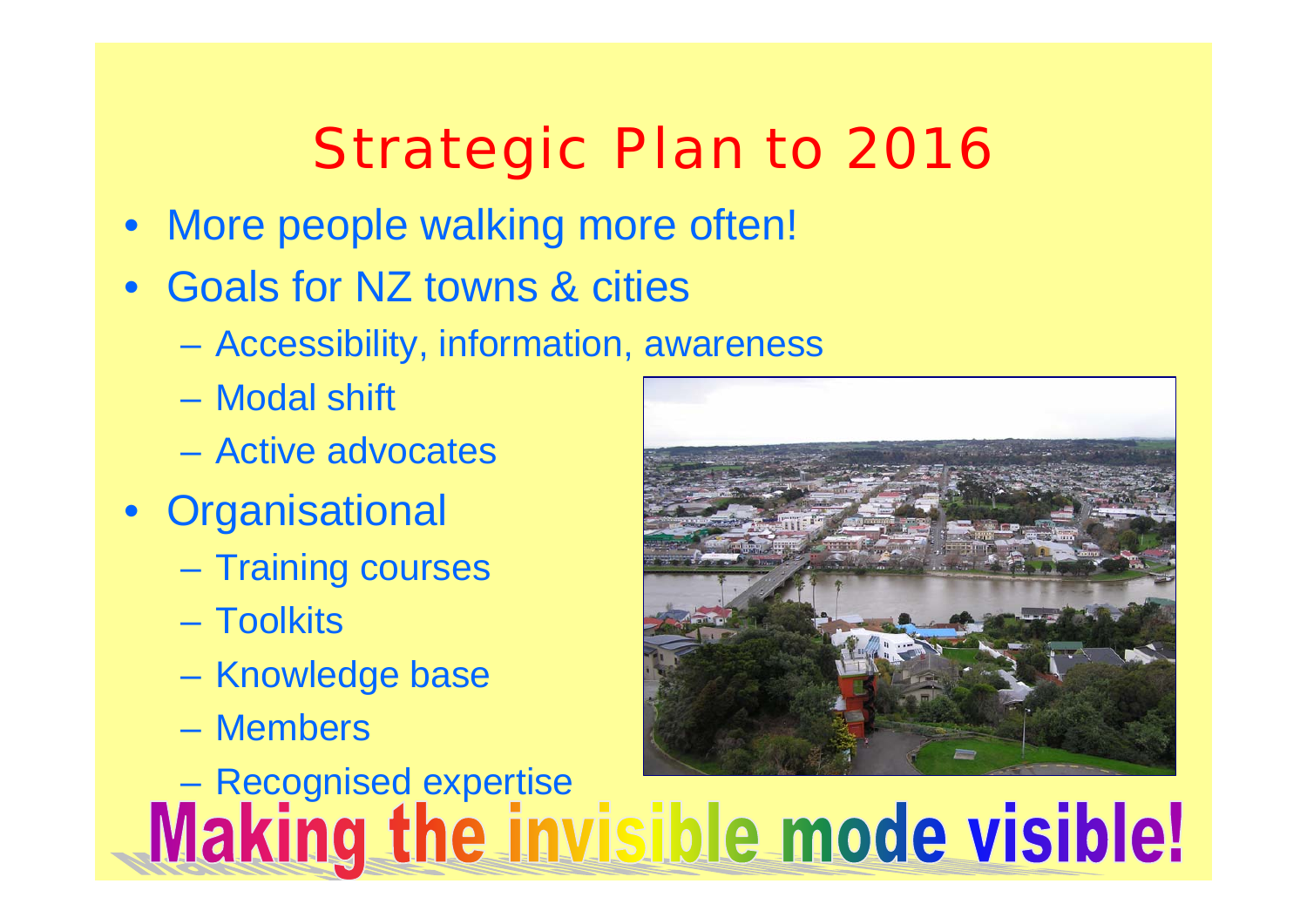# Strategic Plan to 2016

- More people walking more often!
- Goals for NZ towns & cities
  - Accessibility, information, awareness
  - Modal shift
  - Active advocates
- Organisational
  - Training courses
  - Toolkits
  - Knowledge base
  - Members
  - Recognised expertise

**Making the invisible mode visible!**